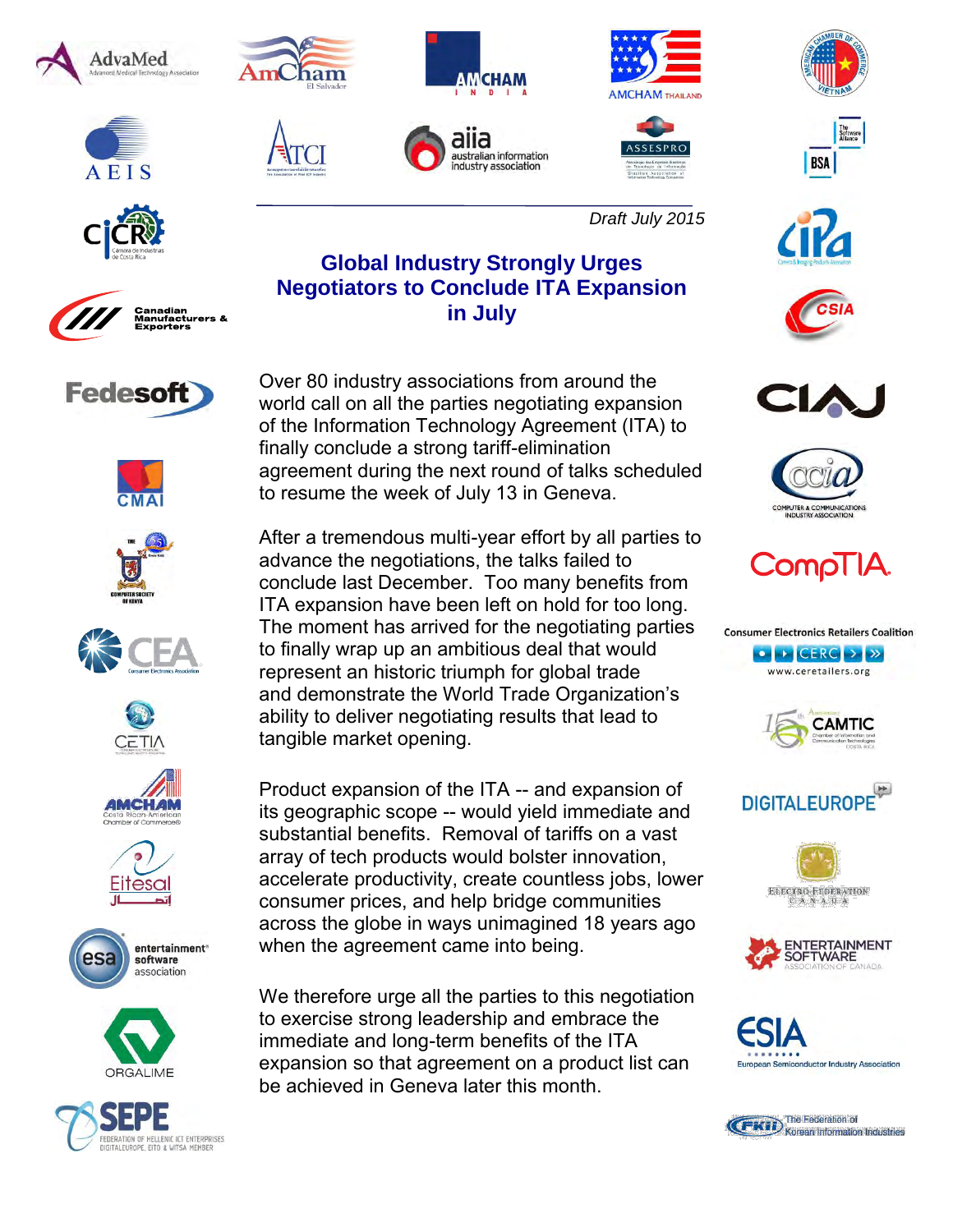*Draft July 2015*

# Global Industry Strongly Urges Negotiators to Conclude ITA Expansion in July

Over 80 industry associations from around the world call on all the parties negotiating expansion of the Information Technology Agreement (ITA) to finally conclude a strong tariff-elimination agreement during the next round of talks scheduled to resume the week of July 13 in Geneva.

After a tremendous multi-year effort by all parties to advance the negotiations, the talks failed to conclude last December. Too many benefits from ITA expansion have been left on hold for too long. The moment has arrived for the negotiating parties to finally wrap up an ambitious deal that would represent an historic triumph for global trade and demonstrate the World Trade Organization's ability to deliver negotiating results that lead to tangible market opening.

Product expansion of the ITA -- and expansion of its geographic scope -- would yield immediate and substantial benefits. Removal of tariffs on a vast array of tech products would bolster innovation, accelerate productivity, create countless jobs, lower consumer prices, and help bridge communities across the globe in ways unimagined 18 years ago when the agreement came into being.

We therefore urge all the parties to this negotiation to exercise strong leadership and embrace the immediate and long-term benefits of the ITA expansion so that agreement on a product list can be achieved in Geneva later this month.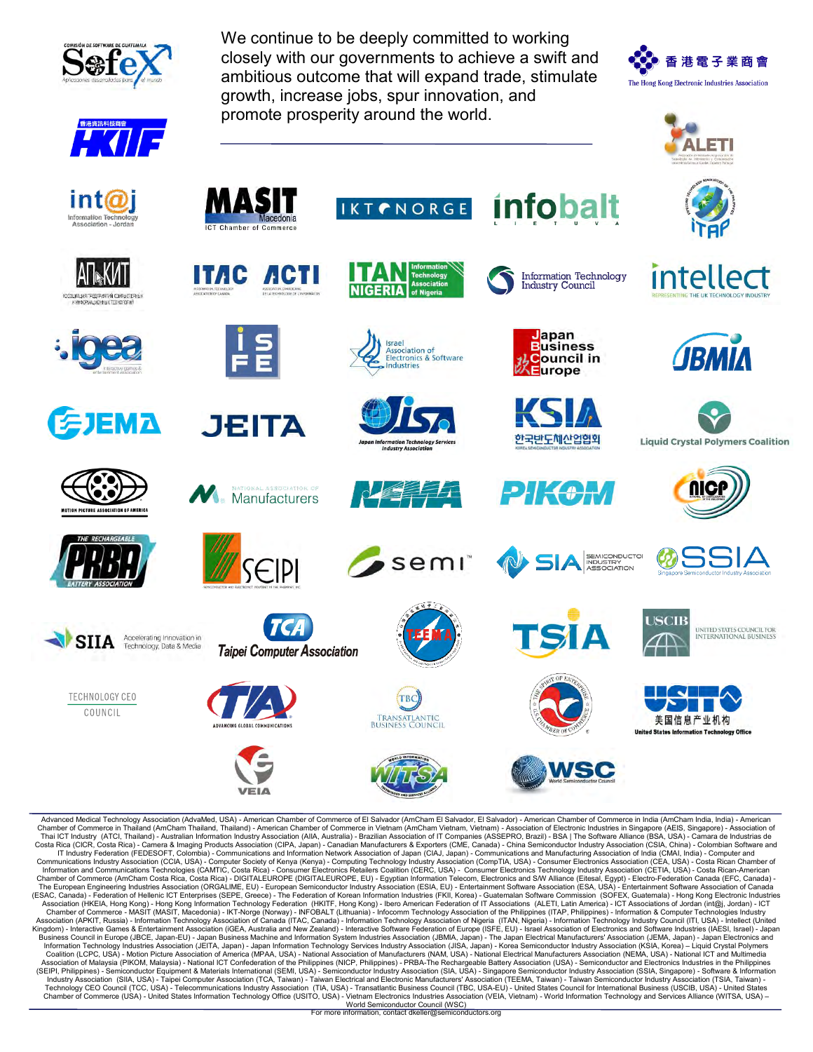We continue to be deeply committed to working closely with our governments to achieve a swift and ambitious outcome that will expand trade, stimulate growth, increase jobs, spur innovation, and promote prosperity around the world.

Advanced Medical Technology Association (AdvaMed, USA) - American Chamber of Commerce of El Salvador (AmCham El Salvador, El Salvador) - American Chamber of Commerce in India (AmCham India, India) - American Chamber of Commerce in Thailand (AmCham Thailand, Thailand) - American Chamber of Commerce in Vietnam (AmCham Vietnam, Vietnam) - Association of Electronic Industries in Singapore (AEIS, Singapore) - Association of Thai ICT Industry (ATCI, Thailand) - Australian Information Industry Association (AIIA, Australia) - Brazilian Association of IT Companies (ASSEPRO, Brazil) - BSA | The Software Alliance (BSA, USA) - Camara de Industrias de Costa Rica (CICR, Costa Rica) - Camera & Imaging Products Association (CIPA, Japan) - Canadian Manufacturers & Exporters (CME, Canada) - China Semiconductor Industry Association (CSIA, China) - Colombian Software and IT Industry Federation (FEDESOFT, Colombia) - Communications and Information Network Association of Japan (CIAJ, Japan) - Communications and Manufacturing Association of India (CMAI, India) - Computer and Communications Industry Association (CCIA, USA) - Computer Society of Kenya (Kenya) - Computing Technology Industry Association (CompTIA, USA) - Consumer Electronics Association (CEA, USA) - Costa Rican Chamber of Information and Communications Technologies (CAMTIC, Costa Rica) - Consumer Electronics Retailers Coalition (CERC, USA) - Consumer Electronics Technology Industry Association (CETIA, USA) - Costa Rican-American Chamber of Commerce (AmCham Costa Rica, Costa Rica) - DIGITALEUROPE (DIGITALEUROPE, EU) - Egyptian Information Telecom, Electronics and S/W Alliance (Eitesal, Egypt) - Electro-Federation Canada (EFC, Canada) - The European Engineering Industries Association (ORGALIME, EU) - European Semiconductor Industry Association (ESIA, EU) - Entertainment Software Association (ESA, USA) - Entertainment Software Association of Canada (ESAC, Canada) - Federation of Hellenic ICT Enterprises (SEPE, Greece) - The Federation of Korean Information Industries (FKII, Korea) - Guatemalan Software Commission (SOFEX, Guatemala) - Hong Kong Electronic Industries Association (HKEIA, Hong Kong) - Hong Kong Information Technology Federation (HKITF, Hong Kong) - Ibero American Federation of IT Associations (ALETI, Latin America) - ICT Associations of Jordan (int@j, Jordan) - ICT Chamber of Commerce - MASIT (MASIT, Macedonia) - IKT-Norge (Norway) - INFOBALT (Lithuania) - Infocomm Technology Association of the Philippines (ITAP, Philippines) - Information & Computer Technologies Industry Association (APKIT, Russia) - Information Technology Association of Canada (ITAC, Canada) - Information Technology Association of Nigeria (ITAN, Nigeria) - Information Technology Industry Council (ITI, USA) - Intellect (United Kingdom) - Interactive Games & Entertainment Association (iGEA, Australia and New Zealand) - Interactive Software Federation of Europe (ISFE, EU) - Israel Association of Electronics and Software Industries (IAESI, Israel) - Japan Business Council in Europe (JBCE, Japan-EU) - Japan Business Machine and Information System Industries Association (JBMIA, Japan) - The Japan Electrical Manufacturers' Association (JEMA, Japan) - Japan Electronics and Information Technology Industries Association (JEITA, Japan) - Japan Information Technology Services Industry Association (JISA, Japan) - Korea Semiconductor Industry Association (KSIA, Korea) – Liquid Crystal Polymers Coalition (LCPC, USA) - Motion Picture Association of America (MPAA, USA) - National Association of Manufacturers (NAM, USA) - National Electrical Manufacturers Association (NEMA, USA) - National ICT and Multimedia Association of Malaysia (PIKOM, Malaysia) - National ICT Confederation of the Philippines (NICP, Philippines) - PRBA-The Rechargeable Battery Association (USA) - Semiconductor and Electronics Industries in the Philippines (SEIPI, Philippines) - Semiconductor Equipment & Materials International (SEMI, USA) - Semiconductor Industry Association (SIA, USA) - Singapore Semiconductor Industry Association (SSIA, Singapore) - Software & Information Industry Association (SIIA, USA) - Taipei Computer Association (TCA, Taiwan) - Taiwan Electrical and Electronic Manufacturers' Association (TEEMA, Taiwan) - Taiwan Semiconductor Industry Association (TSIA, Taiwan) - Technology CEO Council (TCC, USA) - Telecommunications Industry Association (TIA, USA) - Transatlantic Business Council (TBC, USA-EU) - United States Council for International Business (USCIB, USA) - United States Chamber of Commerce (USA) - United States Information Technology Office (USITO, USA) - Vietnam Electronics Industries Association (VEIA, Vietnam) - World Information Technology and Services Alliance (WITSA, USA) – World Semiconductor Council (WSC)

For more information, contact dkeller@semiconductors.org